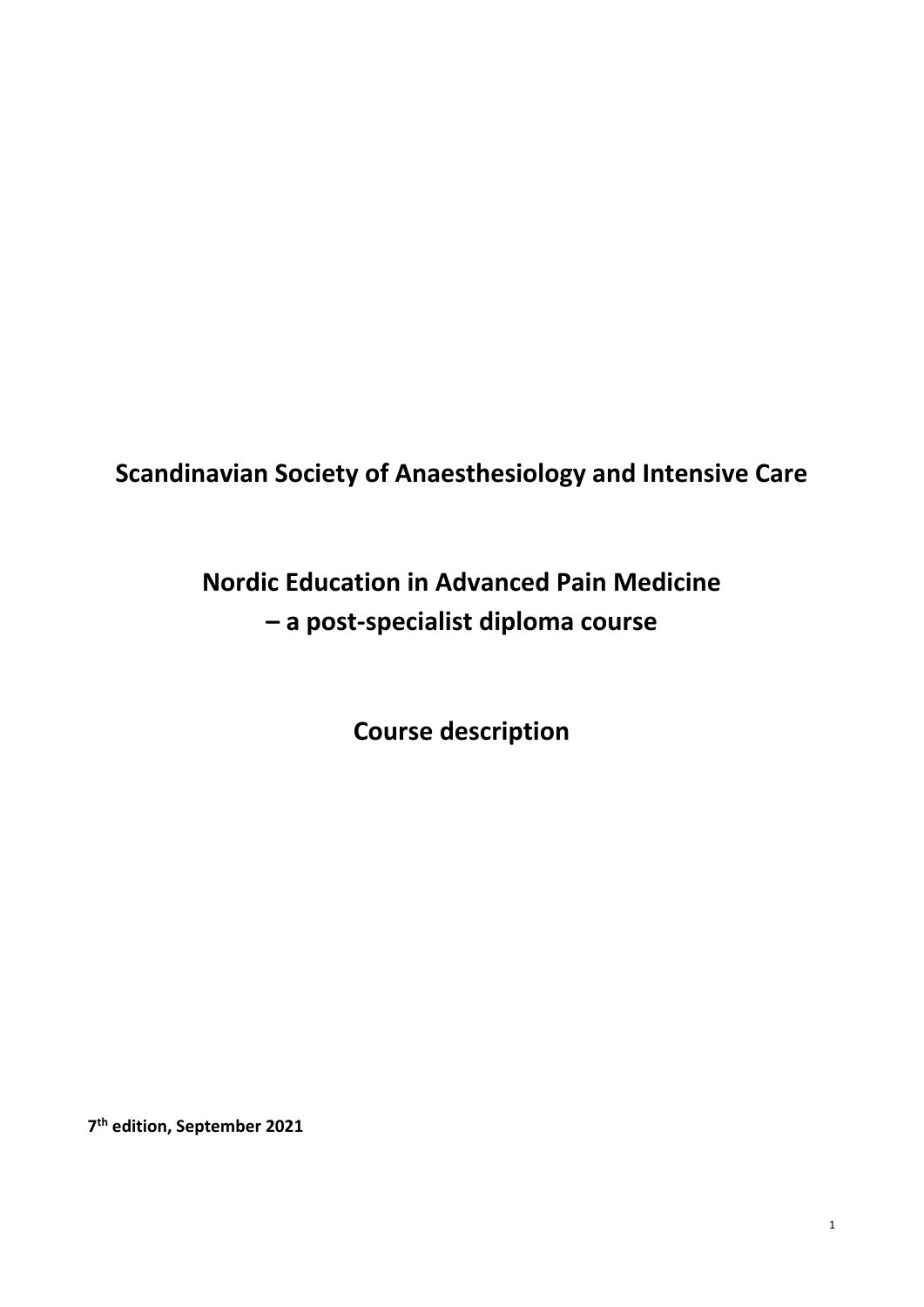# Scandinavian Society of Anaesthesiology and Intensive Care

# Nordic Education in Advanced Pain Medicine – a post-specialist diploma course

# Course description

**7th edition, September 2021**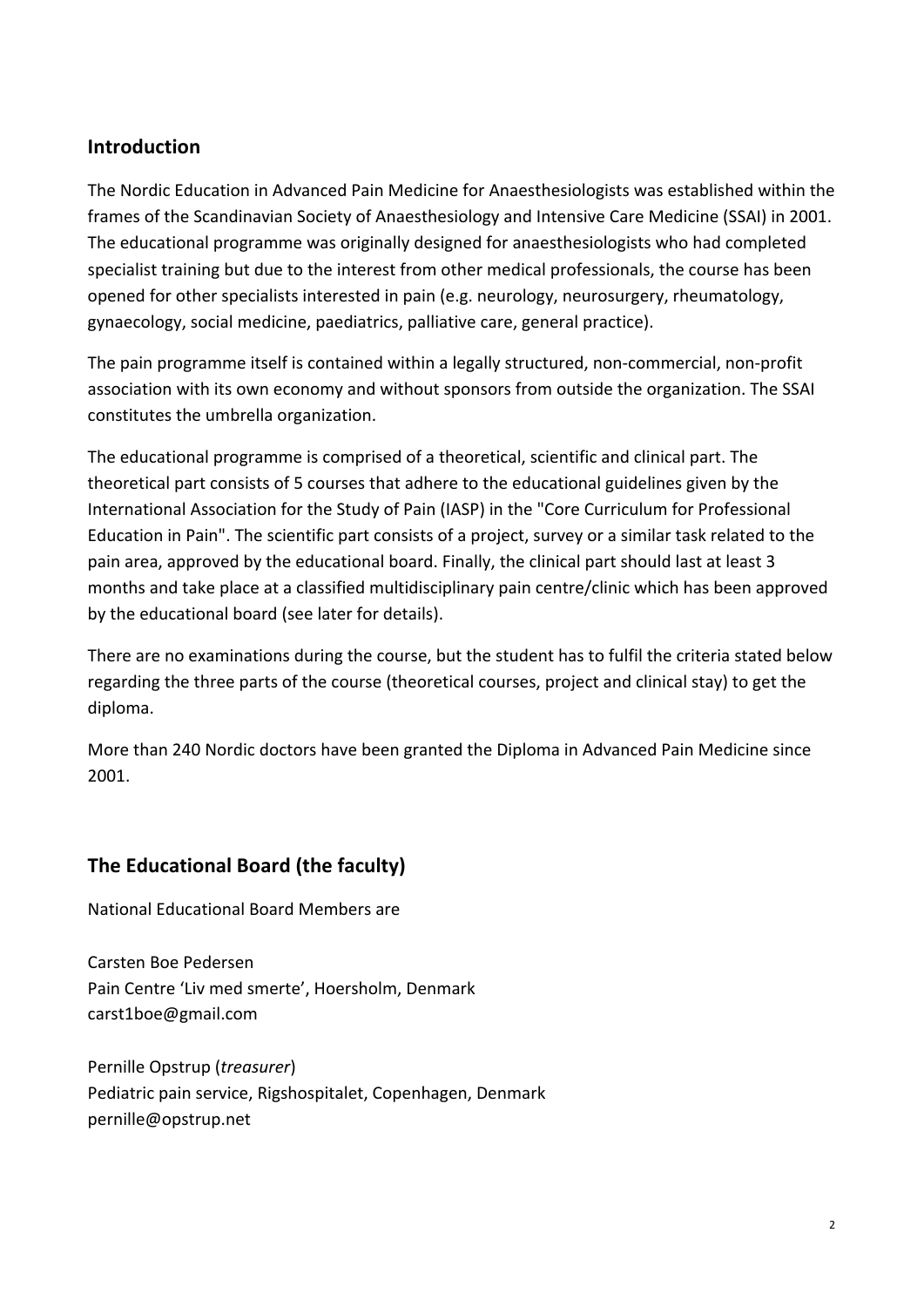## Introduction

The Nordic Education in Advanced Pain Medicine for Anaesthesiologists was established within the frames of the Scandinavian Society of Anaesthesiology and Intensive Care Medicine (SSAI) in 2001. The educational programme was originally designed for anaesthesiologists who had completed specialist training but due to the interest from other medical professionals, the course has been opened for other specialists interested in pain (e.g. neurology, neurosurgery, rheumatology, gynaecology, social medicine, paediatrics, palliative care, general practice).

The pain programme itself is contained within a legally structured, non-commercial, non-profit association with its own economy and without sponsors from outside the organization. The SSAI constitutes the umbrella organization.

The educational programme is comprised of a theoretical, scientific and clinical part. The theoretical part consists of 5 courses that adhere to the educational guidelines given by the International Association for the Study of Pain (IASP) in the "Core Curriculum for Professional Education in Pain". The scientific part consists of a project, survey or a similar task related to the pain area, approved by the educational board. Finally, the clinical part should last at least 3 months and take place at a classified multidisciplinary pain centre/clinic which has been approved by the educational board (see later for details).

There are no examinations during the course, but the student has to fulfil the criteria stated below regarding the three parts of the course (theoretical courses, project and clinical stay) to get the diploma.

More than 240 Nordic doctors have been granted the Diploma in Advanced Pain Medicine since 2001.

## The Educational Board (the faculty)

National Educational Board Members are

Carsten Boe Pedersen
Pain Centre 'Liv med smerte', Hoersholm, Denmark
carst1boe@gmail.com

Pernille Opstrup (*treasurer*)
Pediatric pain service, Rigshospitalet, Copenhagen, Denmark
pernille@opstrup.net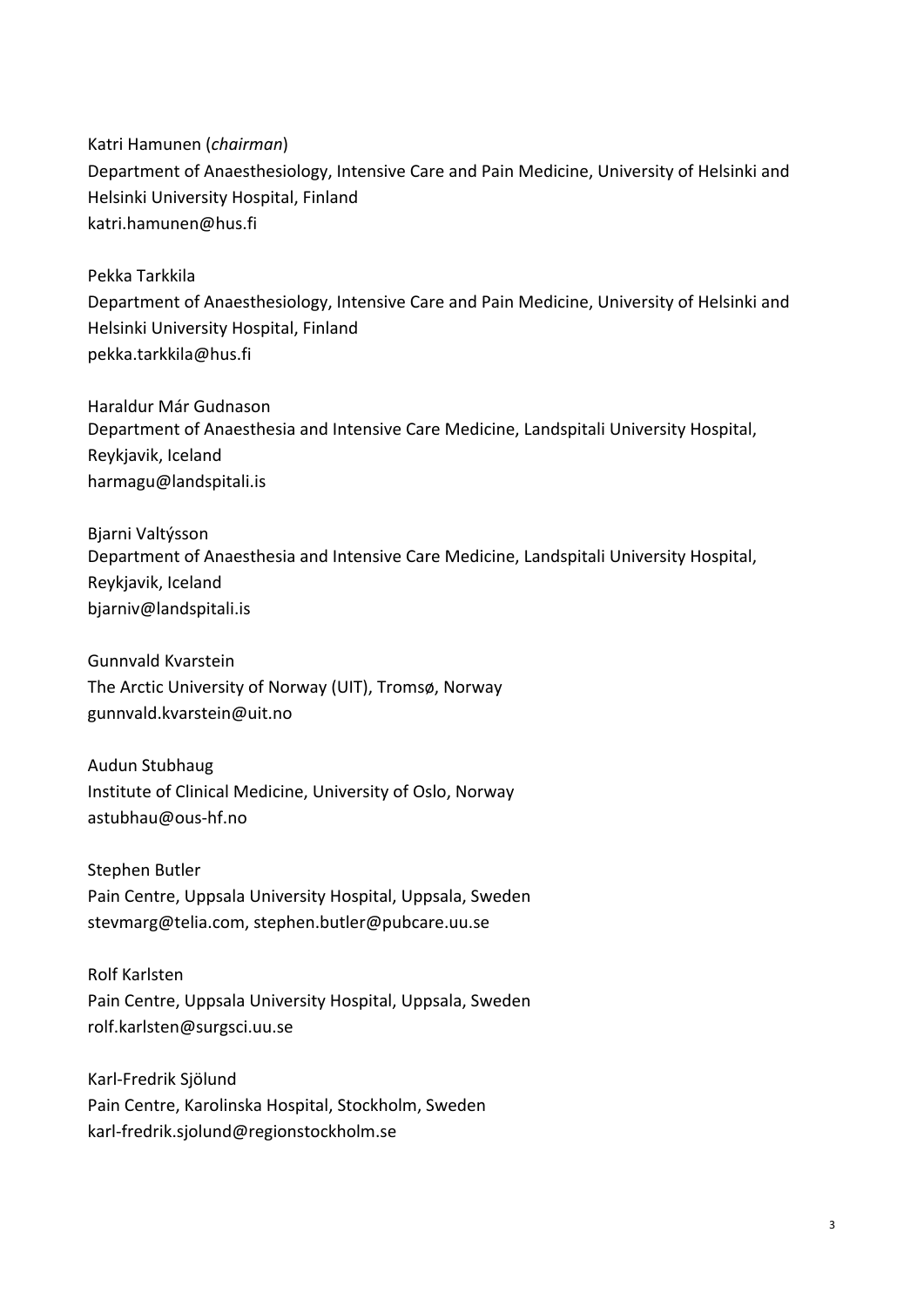Katri Hamunen (*chairman*)
Department of Anaesthesiology, Intensive Care and Pain Medicine, University of Helsinki and Helsinki University Hospital, Finland
katri.hamunen@hus.fi

Pekka Tarkkila
Department of Anaesthesiology, Intensive Care and Pain Medicine, University of Helsinki and Helsinki University Hospital, Finland
pekka.tarkkila@hus.fi

Haraldur Már Gudnason
Department of Anaesthesia and Intensive Care Medicine, Landspitali University Hospital, Reykjavik, Iceland
harmagu@landspitali.is

Bjarni Valtýsson
Department of Anaesthesia and Intensive Care Medicine, Landspitali University Hospital, Reykjavik, Iceland
bjarniv@landspitali.is

Gunnvald Kvarstein
The Arctic University of Norway (UIT), Tromsø, Norway
gunnvald.kvarstein@uit.no

Audun Stubhaug
Institute of Clinical Medicine, University of Oslo, Norway
astubhau@ous-hf.no

Stephen Butler
Pain Centre, Uppsala University Hospital, Uppsala, Sweden
stevmarg@telia.com, stephen.butler@pubcare.uu.se

Rolf Karlsten
Pain Centre, Uppsala University Hospital, Uppsala, Sweden
rolf.karlsten@surgsci.uu.se

Karl-Fredrik Sjölund
Pain Centre, Karolinska Hospital, Stockholm, Sweden
karl-fredrik.sjolund@regionstockholm.se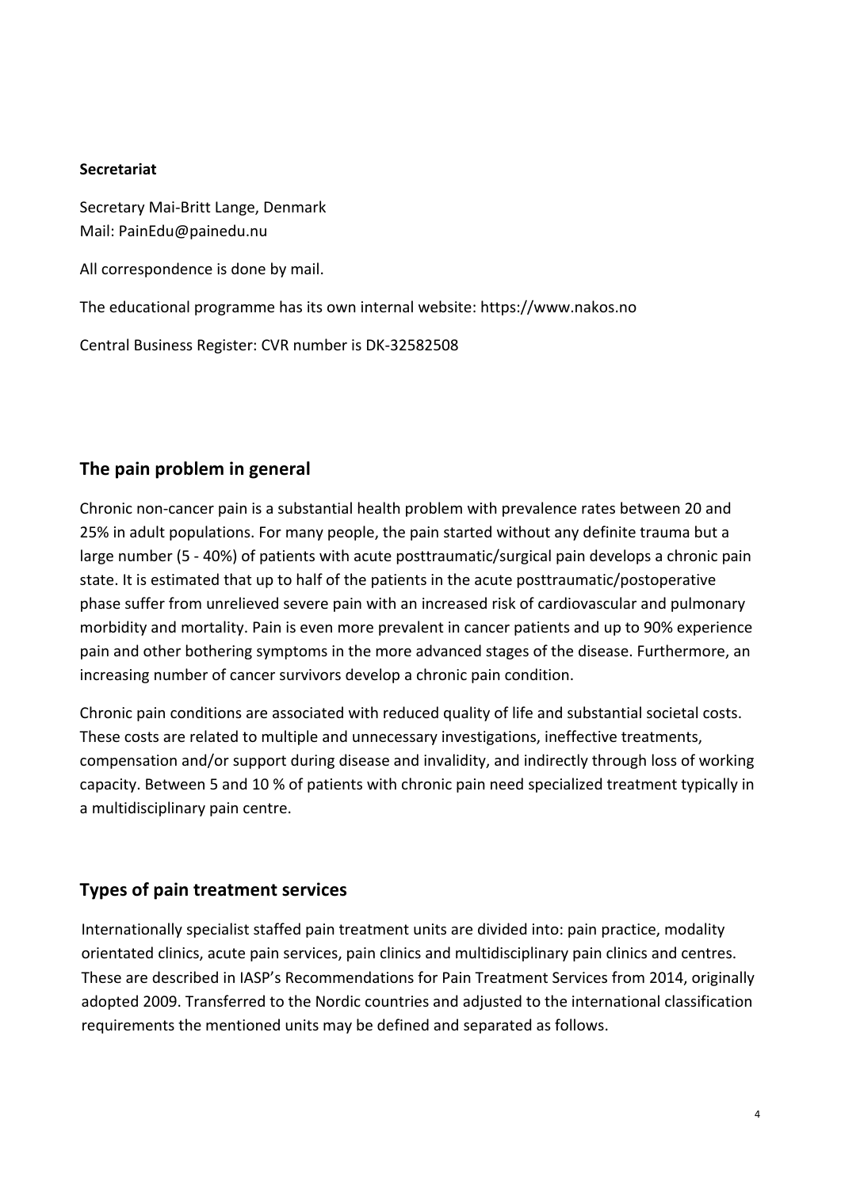**Secretariat**

Secretary Mai-Britt Lange, Denmark
Mail: PainEdu@painedu.nu

All correspondence is done by mail.

The educational programme has its own internal website: https://www.nakos.no

Central Business Register: CVR number is DK-32582508

## The pain problem in general

Chronic non-cancer pain is a substantial health problem with prevalence rates between 20 and 25% in adult populations. For many people, the pain started without any definite trauma but a large number (5 - 40%) of patients with acute posttraumatic/surgical pain develops a chronic pain state. It is estimated that up to half of the patients in the acute posttraumatic/postoperative phase suffer from unrelieved severe pain with an increased risk of cardiovascular and pulmonary morbidity and mortality. Pain is even more prevalent in cancer patients and up to 90% experience pain and other bothering symptoms in the more advanced stages of the disease. Furthermore, an increasing number of cancer survivors develop a chronic pain condition.

Chronic pain conditions are associated with reduced quality of life and substantial societal costs. These costs are related to multiple and unnecessary investigations, ineffective treatments, compensation and/or support during disease and invalidity, and indirectly through loss of working capacity. Between 5 and 10 % of patients with chronic pain need specialized treatment typically in a multidisciplinary pain centre.

## Types of pain treatment services

Internationally specialist staffed pain treatment units are divided into: pain practice, modality orientated clinics, acute pain services, pain clinics and multidisciplinary pain clinics and centres. These are described in IASP's Recommendations for Pain Treatment Services from 2014, originally adopted 2009. Transferred to the Nordic countries and adjusted to the international classification requirements the mentioned units may be defined and separated as follows.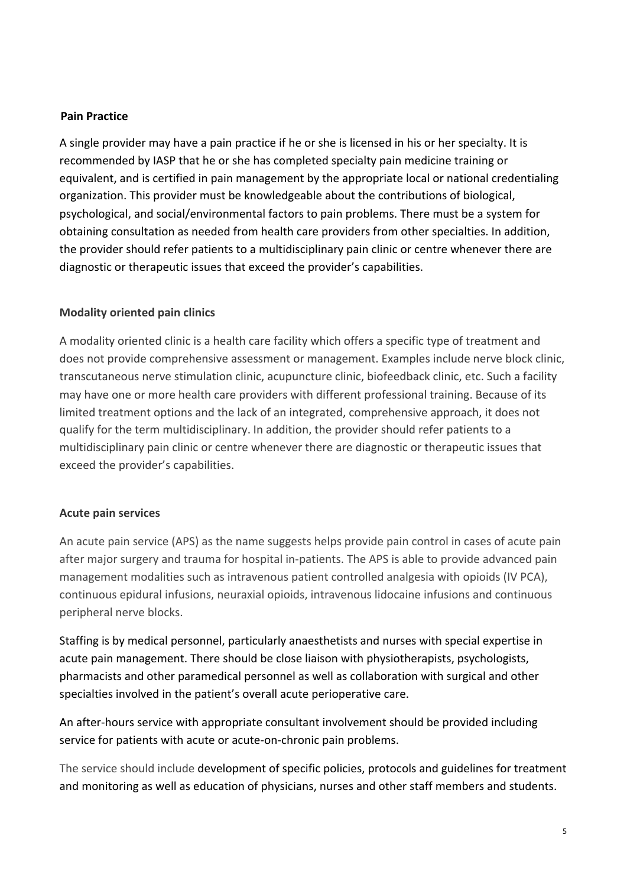**Pain Practice**

A single provider may have a pain practice if he or she is licensed in his or her specialty. It is recommended by IASP that he or she has completed specialty pain medicine training or equivalent, and is certified in pain management by the appropriate local or national credentialing organization. This provider must be knowledgeable about the contributions of biological, psychological, and social/environmental factors to pain problems. There must be a system for obtaining consultation as needed from health care providers from other specialties. In addition, the provider should refer patients to a multidisciplinary pain clinic or centre whenever there are diagnostic or therapeutic issues that exceed the provider's capabilities.

**Modality oriented pain clinics**

A modality oriented clinic is a health care facility which offers a specific type of treatment and does not provide comprehensive assessment or management. Examples include nerve block clinic, transcutaneous nerve stimulation clinic, acupuncture clinic, biofeedback clinic, etc. Such a facility may have one or more health care providers with different professional training. Because of its limited treatment options and the lack of an integrated, comprehensive approach, it does not qualify for the term multidisciplinary. In addition, the provider should refer patients to a multidisciplinary pain clinic or centre whenever there are diagnostic or therapeutic issues that exceed the provider's capabilities.

**Acute pain services**

An acute pain service (APS) as the name suggests helps provide pain control in cases of acute pain after major surgery and trauma for hospital in-patients. The APS is able to provide advanced pain management modalities such as intravenous patient controlled analgesia with opioids (IV PCA), continuous epidural infusions, neuraxial opioids, intravenous lidocaine infusions and continuous peripheral nerve blocks.

Staffing is by medical personnel, particularly anaesthetists and nurses with special expertise in acute pain management. There should be close liaison with physiotherapists, psychologists, pharmacists and other paramedical personnel as well as collaboration with surgical and other specialties involved in the patient's overall acute perioperative care.

An after-hours service with appropriate consultant involvement should be provided including service for patients with acute or acute-on-chronic pain problems.

The service should include development of specific policies, protocols and guidelines for treatment and monitoring as well as education of physicians, nurses and other staff members and students.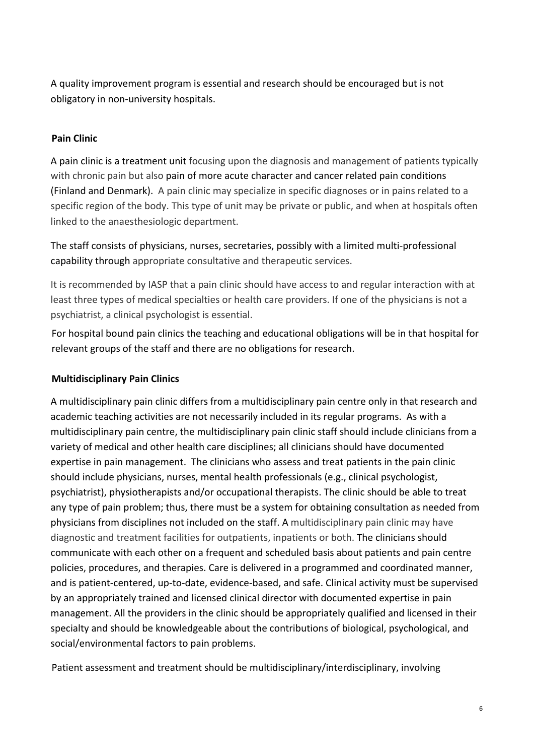A quality improvement program is essential and research should be encouraged but is not obligatory in non-university hospitals.

**Pain Clinic**

A pain clinic is a treatment unit focusing upon the diagnosis and management of patients typically with chronic pain but also pain of more acute character and cancer related pain conditions (Finland and Denmark). A pain clinic may specialize in specific diagnoses or in pains related to a specific region of the body. This type of unit may be private or public, and when at hospitals often linked to the anaesthesiologic department.

The staff consists of physicians, nurses, secretaries, possibly with a limited multi-professional capability through appropriate consultative and therapeutic services.

It is recommended by IASP that a pain clinic should have access to and regular interaction with at least three types of medical specialties or health care providers. If one of the physicians is not a psychiatrist, a clinical psychologist is essential.

For hospital bound pain clinics the teaching and educational obligations will be in that hospital for relevant groups of the staff and there are no obligations for research.

**Multidisciplinary Pain Clinics**

A multidisciplinary pain clinic differs from a multidisciplinary pain centre only in that research and academic teaching activities are not necessarily included in its regular programs. As with a multidisciplinary pain centre, the multidisciplinary pain clinic staff should include clinicians from a variety of medical and other health care disciplines; all clinicians should have documented expertise in pain management. The clinicians who assess and treat patients in the pain clinic should include physicians, nurses, mental health professionals (e.g., clinical psychologist, psychiatrist), physiotherapists and/or occupational therapists. The clinic should be able to treat any type of pain problem; thus, there must be a system for obtaining consultation as needed from physicians from disciplines not included on the staff. A multidisciplinary pain clinic may have diagnostic and treatment facilities for outpatients, inpatients or both. The clinicians should communicate with each other on a frequent and scheduled basis about patients and pain centre policies, procedures, and therapies. Care is delivered in a programmed and coordinated manner, and is patient-centered, up-to-date, evidence-based, and safe. Clinical activity must be supervised by an appropriately trained and licensed clinical director with documented expertise in pain management. All the providers in the clinic should be appropriately qualified and licensed in their specialty and should be knowledgeable about the contributions of biological, psychological, and social/environmental factors to pain problems.

Patient assessment and treatment should be multidisciplinary/interdisciplinary, involving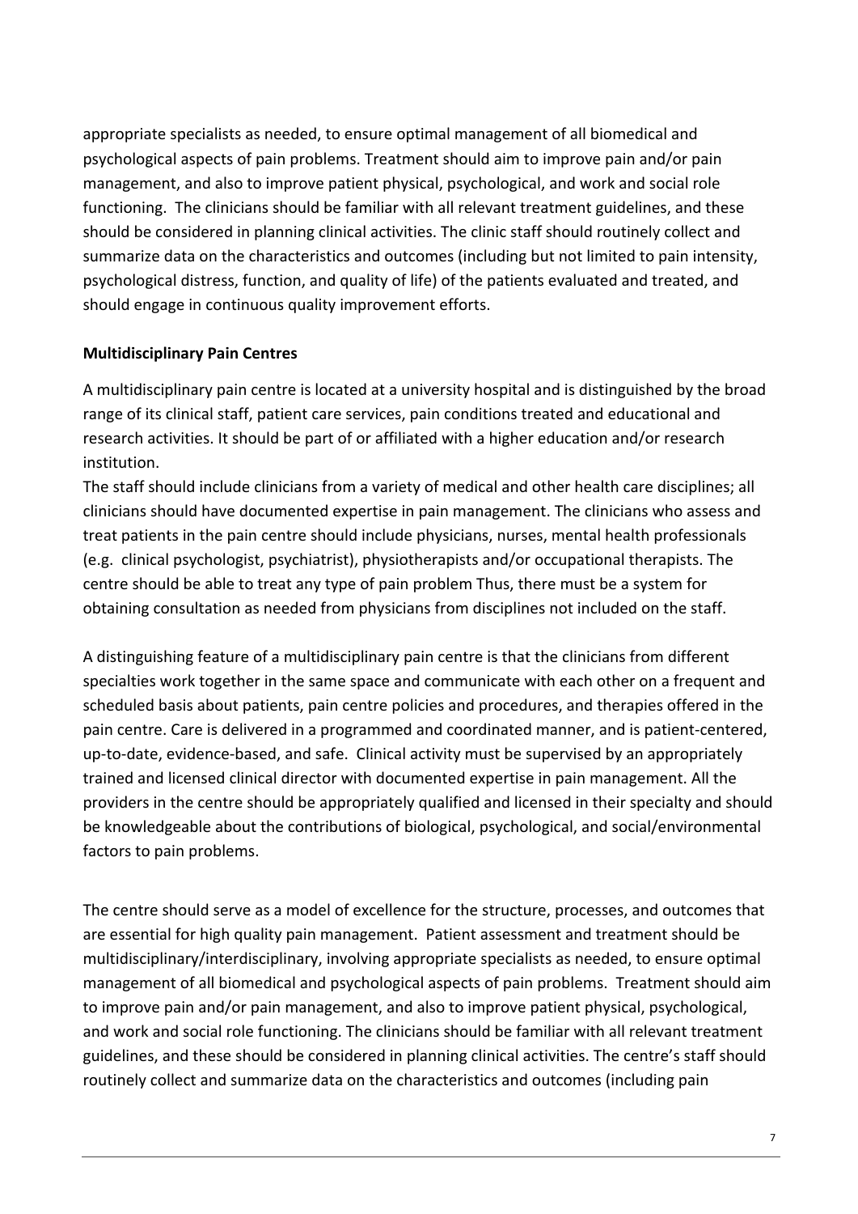appropriate specialists as needed, to ensure optimal management of all biomedical and psychological aspects of pain problems. Treatment should aim to improve pain and/or pain management, and also to improve patient physical, psychological, and work and social role functioning. The clinicians should be familiar with all relevant treatment guidelines, and these should be considered in planning clinical activities. The clinic staff should routinely collect and summarize data on the characteristics and outcomes (including but not limited to pain intensity, psychological distress, function, and quality of life) of the patients evaluated and treated, and should engage in continuous quality improvement efforts.

**Multidisciplinary Pain Centres**

A multidisciplinary pain centre is located at a university hospital and is distinguished by the broad range of its clinical staff, patient care services, pain conditions treated and educational and research activities. It should be part of or affiliated with a higher education and/or research institution.

The staff should include clinicians from a variety of medical and other health care disciplines; all clinicians should have documented expertise in pain management. The clinicians who assess and treat patients in the pain centre should include physicians, nurses, mental health professionals (e.g. clinical psychologist, psychiatrist), physiotherapists and/or occupational therapists. The centre should be able to treat any type of pain problem Thus, there must be a system for obtaining consultation as needed from physicians from disciplines not included on the staff.

A distinguishing feature of a multidisciplinary pain centre is that the clinicians from different specialties work together in the same space and communicate with each other on a frequent and scheduled basis about patients, pain centre policies and procedures, and therapies offered in the pain centre. Care is delivered in a programmed and coordinated manner, and is patient-centered, up-to-date, evidence-based, and safe. Clinical activity must be supervised by an appropriately trained and licensed clinical director with documented expertise in pain management. All the providers in the centre should be appropriately qualified and licensed in their specialty and should be knowledgeable about the contributions of biological, psychological, and social/environmental factors to pain problems.

The centre should serve as a model of excellence for the structure, processes, and outcomes that are essential for high quality pain management. Patient assessment and treatment should be multidisciplinary/interdisciplinary, involving appropriate specialists as needed, to ensure optimal management of all biomedical and psychological aspects of pain problems. Treatment should aim to improve pain and/or pain management, and also to improve patient physical, psychological, and work and social role functioning. The clinicians should be familiar with all relevant treatment guidelines, and these should be considered in planning clinical activities. The centre's staff should routinely collect and summarize data on the characteristics and outcomes (including pain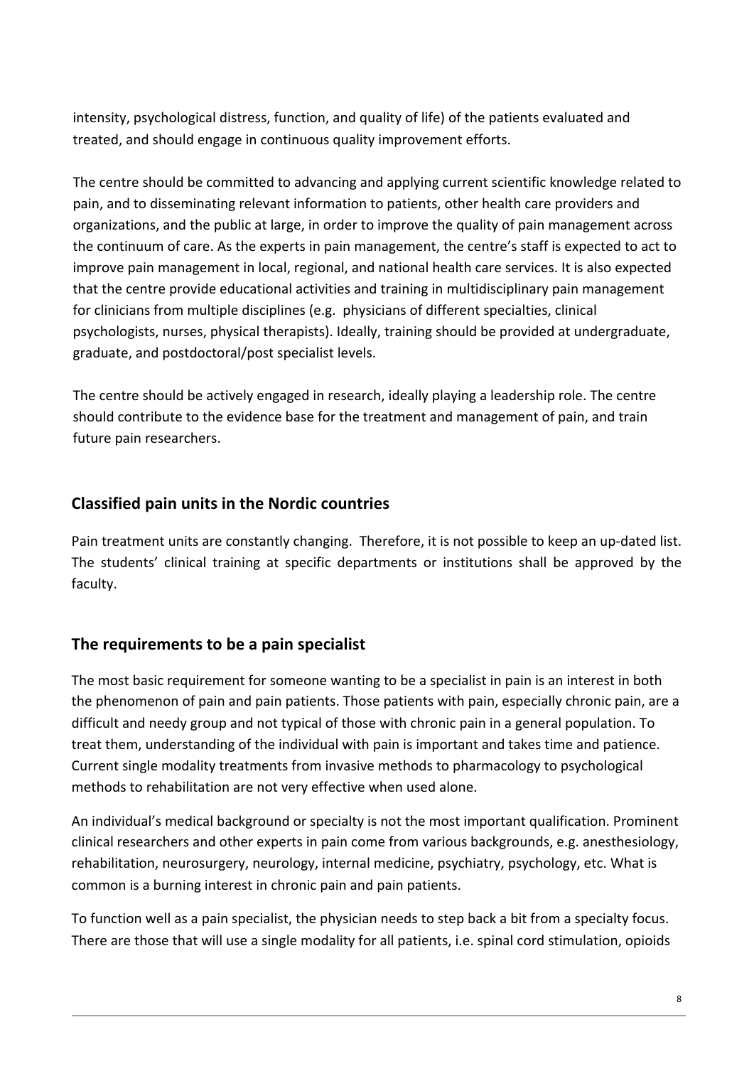intensity, psychological distress, function, and quality of life) of the patients evaluated and treated, and should engage in continuous quality improvement efforts.

The centre should be committed to advancing and applying current scientific knowledge related to pain, and to disseminating relevant information to patients, other health care providers and organizations, and the public at large, in order to improve the quality of pain management across the continuum of care. As the experts in pain management, the centre's staff is expected to act to improve pain management in local, regional, and national health care services. It is also expected that the centre provide educational activities and training in multidisciplinary pain management for clinicians from multiple disciplines (e.g. physicians of different specialties, clinical psychologists, nurses, physical therapists). Ideally, training should be provided at undergraduate, graduate, and postdoctoral/post specialist levels.

The centre should be actively engaged in research, ideally playing a leadership role. The centre should contribute to the evidence base for the treatment and management of pain, and train future pain researchers.

## Classified pain units in the Nordic countries

Pain treatment units are constantly changing. Therefore, it is not possible to keep an up-dated list. The students' clinical training at specific departments or institutions shall be approved by the faculty.

## The requirements to be a pain specialist

The most basic requirement for someone wanting to be a specialist in pain is an interest in both the phenomenon of pain and pain patients. Those patients with pain, especially chronic pain, are a difficult and needy group and not typical of those with chronic pain in a general population. To treat them, understanding of the individual with pain is important and takes time and patience. Current single modality treatments from invasive methods to pharmacology to psychological methods to rehabilitation are not very effective when used alone.

An individual's medical background or specialty is not the most important qualification. Prominent clinical researchers and other experts in pain come from various backgrounds, e.g. anesthesiology, rehabilitation, neurosurgery, neurology, internal medicine, psychiatry, psychology, etc. What is common is a burning interest in chronic pain and pain patients.

To function well as a pain specialist, the physician needs to step back a bit from a specialty focus. There are those that will use a single modality for all patients, i.e. spinal cord stimulation, opioids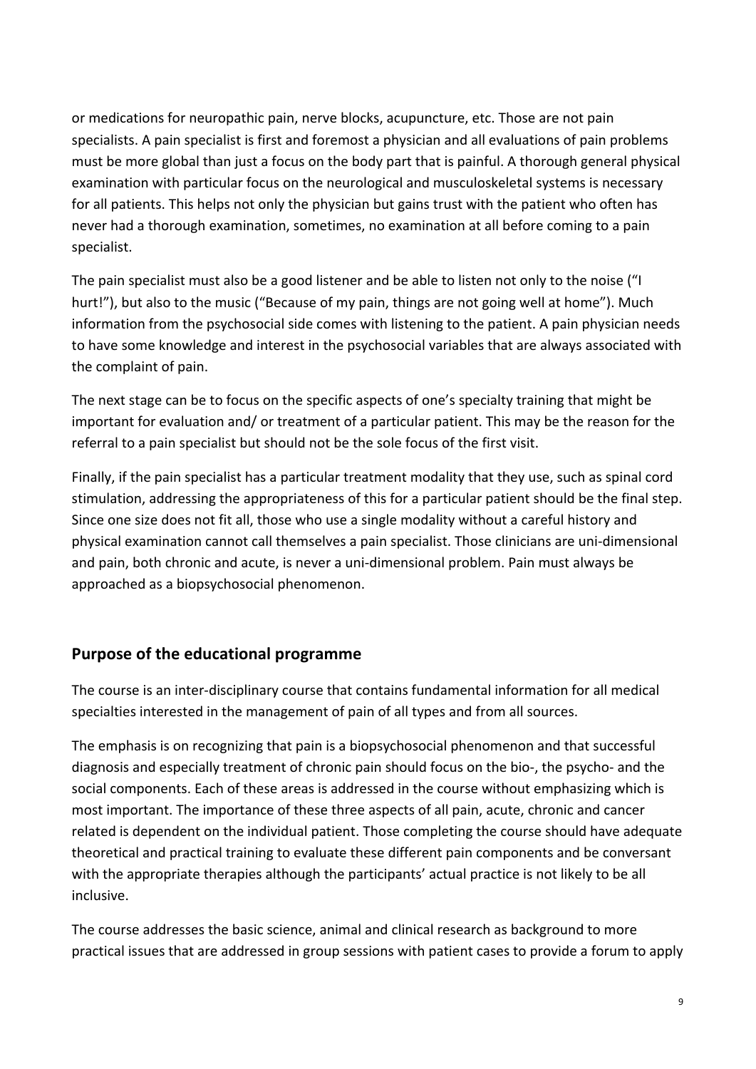or medications for neuropathic pain, nerve blocks, acupuncture, etc. Those are not pain specialists. A pain specialist is first and foremost a physician and all evaluations of pain problems must be more global than just a focus on the body part that is painful. A thorough general physical examination with particular focus on the neurological and musculoskeletal systems is necessary for all patients. This helps not only the physician but gains trust with the patient who often has never had a thorough examination, sometimes, no examination at all before coming to a pain specialist.

The pain specialist must also be a good listener and be able to listen not only to the noise ("I hurt!"), but also to the music ("Because of my pain, things are not going well at home"). Much information from the psychosocial side comes with listening to the patient. A pain physician needs to have some knowledge and interest in the psychosocial variables that are always associated with the complaint of pain.

The next stage can be to focus on the specific aspects of one's specialty training that might be important for evaluation and/ or treatment of a particular patient. This may be the reason for the referral to a pain specialist but should not be the sole focus of the first visit.

Finally, if the pain specialist has a particular treatment modality that they use, such as spinal cord stimulation, addressing the appropriateness of this for a particular patient should be the final step. Since one size does not fit all, those who use a single modality without a careful history and physical examination cannot call themselves a pain specialist. Those clinicians are uni-dimensional and pain, both chronic and acute, is never a uni-dimensional problem. Pain must always be approached as a biopsychosocial phenomenon.

## Purpose of the educational programme

The course is an inter-disciplinary course that contains fundamental information for all medical specialties interested in the management of pain of all types and from all sources.

The emphasis is on recognizing that pain is a biopsychosocial phenomenon and that successful diagnosis and especially treatment of chronic pain should focus on the bio-, the psycho- and the social components. Each of these areas is addressed in the course without emphasizing which is most important. The importance of these three aspects of all pain, acute, chronic and cancer related is dependent on the individual patient. Those completing the course should have adequate theoretical and practical training to evaluate these different pain components and be conversant with the appropriate therapies although the participants' actual practice is not likely to be all inclusive.

The course addresses the basic science, animal and clinical research as background to more practical issues that are addressed in group sessions with patient cases to provide a forum to apply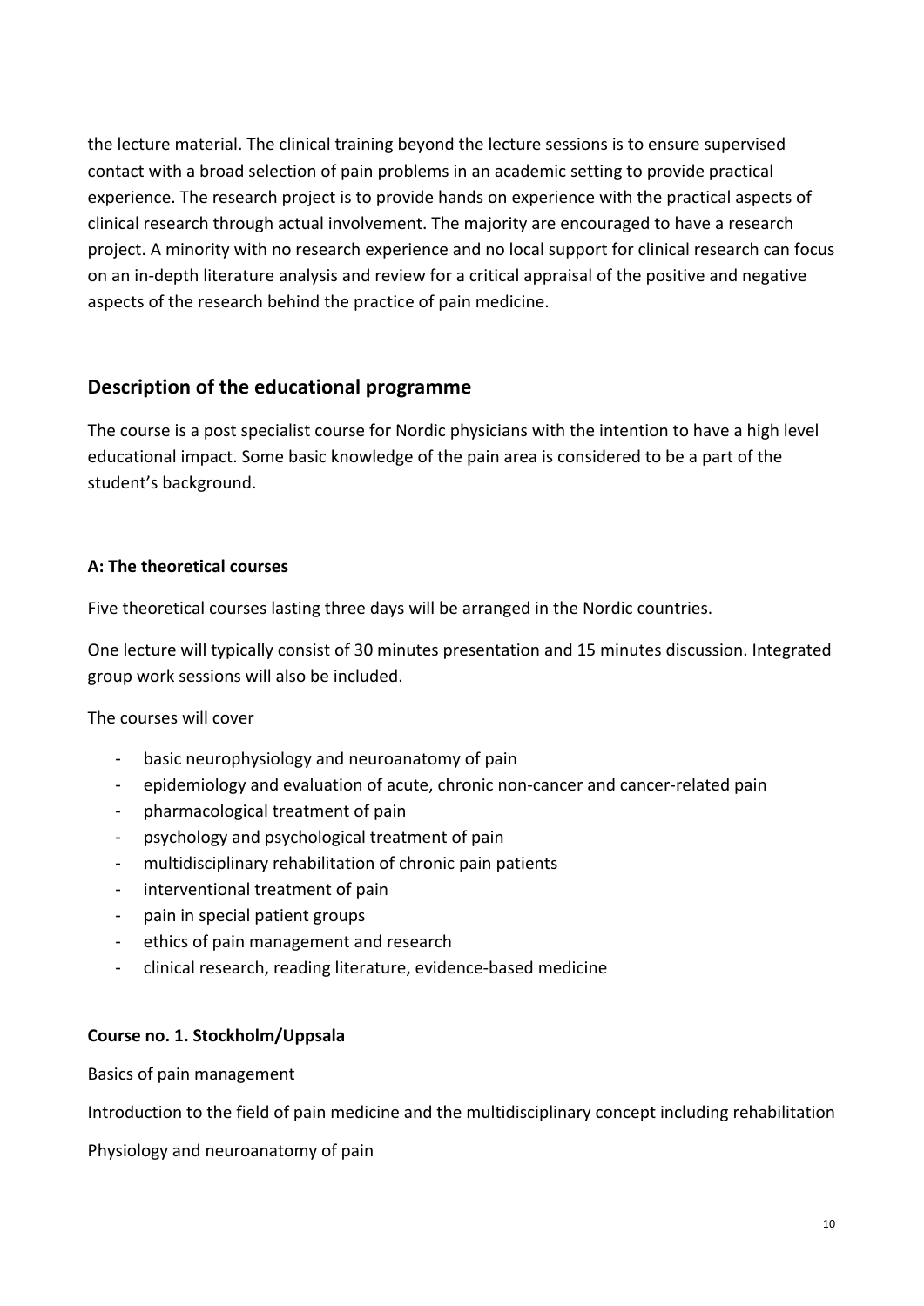the lecture material. The clinical training beyond the lecture sessions is to ensure supervised contact with a broad selection of pain problems in an academic setting to provide practical experience. The research project is to provide hands on experience with the practical aspects of clinical research through actual involvement. The majority are encouraged to have a research project. A minority with no research experience and no local support for clinical research can focus on an in-depth literature analysis and review for a critical appraisal of the positive and negative aspects of the research behind the practice of pain medicine.

## Description of the educational programme

The course is a post specialist course for Nordic physicians with the intention to have a high level educational impact. Some basic knowledge of the pain area is considered to be a part of the student's background.

### A: The theoretical courses

Five theoretical courses lasting three days will be arranged in the Nordic countries.

One lecture will typically consist of 30 minutes presentation and 15 minutes discussion. Integrated group work sessions will also be included.

The courses will cover

- basic neurophysiology and neuroanatomy of pain
- epidemiology and evaluation of acute, chronic non-cancer and cancer-related pain
- pharmacological treatment of pain
- psychology and psychological treatment of pain
- multidisciplinary rehabilitation of chronic pain patients
- interventional treatment of pain
- pain in special patient groups
- ethics of pain management and research
- clinical research, reading literature, evidence-based medicine

### Course no. 1. Stockholm/Uppsala

Basics of pain management

Introduction to the field of pain medicine and the multidisciplinary concept including rehabilitation

Physiology and neuroanatomy of pain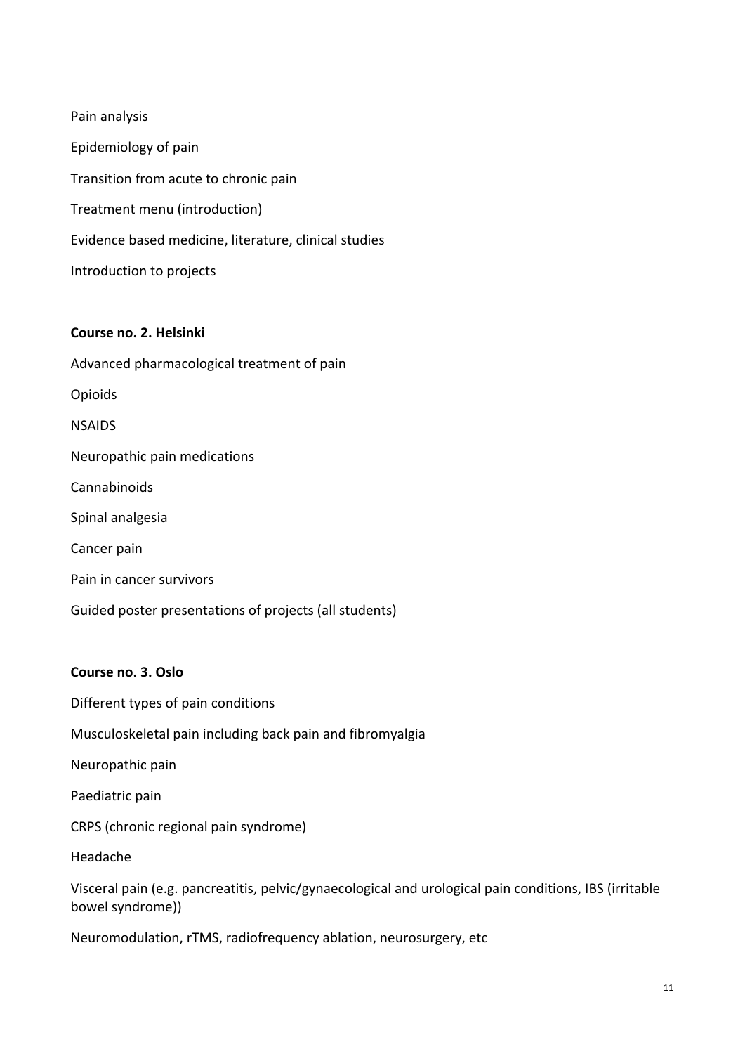Pain analysis

Epidemiology of pain

Transition from acute to chronic pain

Treatment menu (introduction)

Evidence based medicine, literature, clinical studies

Introduction to projects

**Course no. 2. Helsinki**

Advanced pharmacological treatment of pain

Opioids

NSAIDS

Neuropathic pain medications

Cannabinoids

Spinal analgesia

Cancer pain

Pain in cancer survivors

Guided poster presentations of projects (all students)

**Course no. 3. Oslo**

Different types of pain conditions

Musculoskeletal pain including back pain and fibromyalgia

Neuropathic pain

Paediatric pain

CRPS (chronic regional pain syndrome)

Headache

Visceral pain (e.g. pancreatitis, pelvic/gynaecological and urological pain conditions, IBS (irritable bowel syndrome))

Neuromodulation, rTMS, radiofrequency ablation, neurosurgery, etc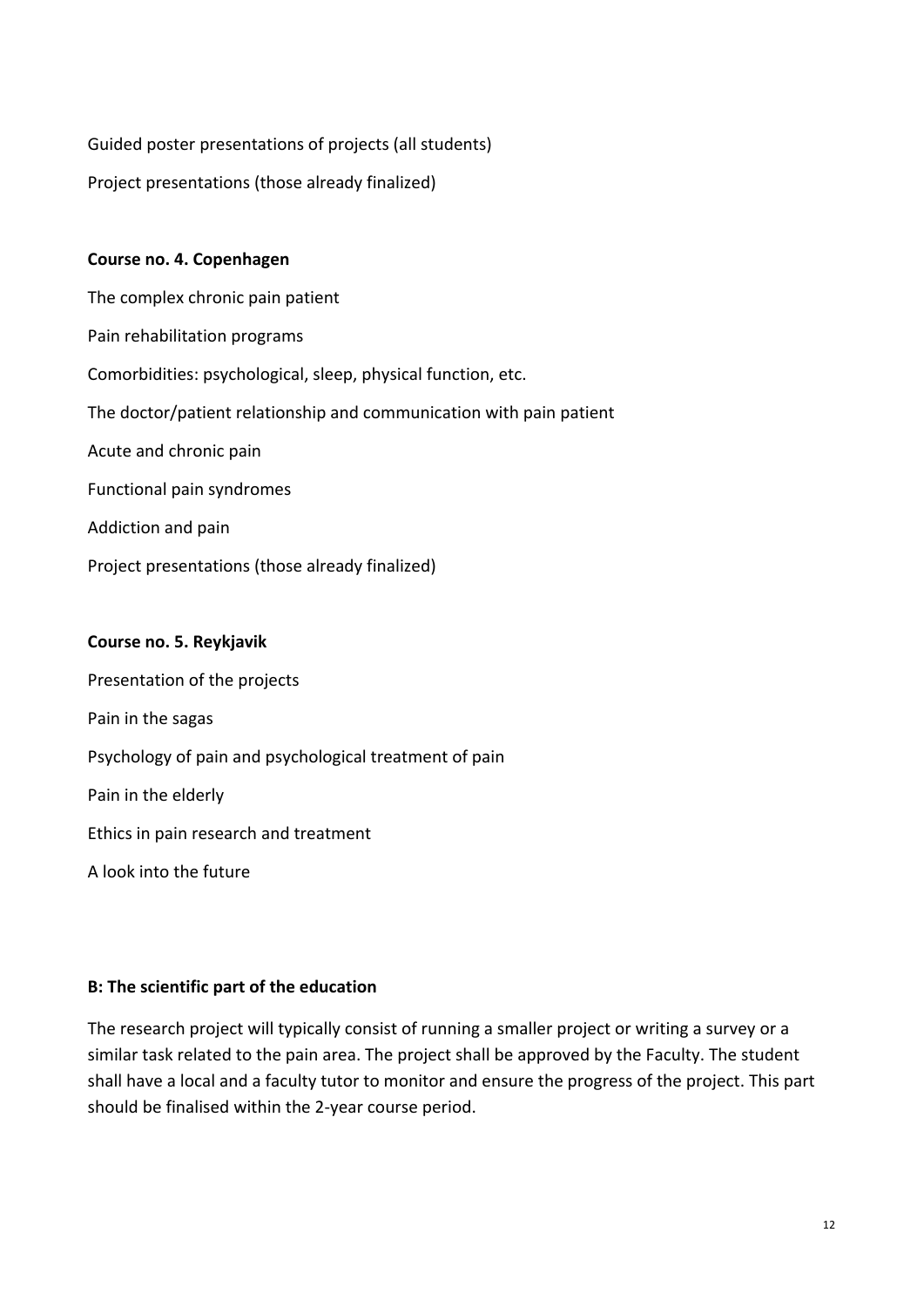Guided poster presentations of projects (all students)

Project presentations (those already finalized)

**Course no. 4. Copenhagen**

The complex chronic pain patient

Pain rehabilitation programs

Comorbidities: psychological, sleep, physical function, etc.

The doctor/patient relationship and communication with pain patient

Acute and chronic pain

Functional pain syndromes

Addiction and pain

Project presentations (those already finalized)

**Course no. 5. Reykjavik**

Presentation of the projects

Pain in the sagas

Psychology of pain and psychological treatment of pain

Pain in the elderly

Ethics in pain research and treatment

A look into the future

**B: The scientific part of the education**

The research project will typically consist of running a smaller project or writing a survey or a similar task related to the pain area. The project shall be approved by the Faculty. The student shall have a local and a faculty tutor to monitor and ensure the progress of the project. This part should be finalised within the 2-year course period.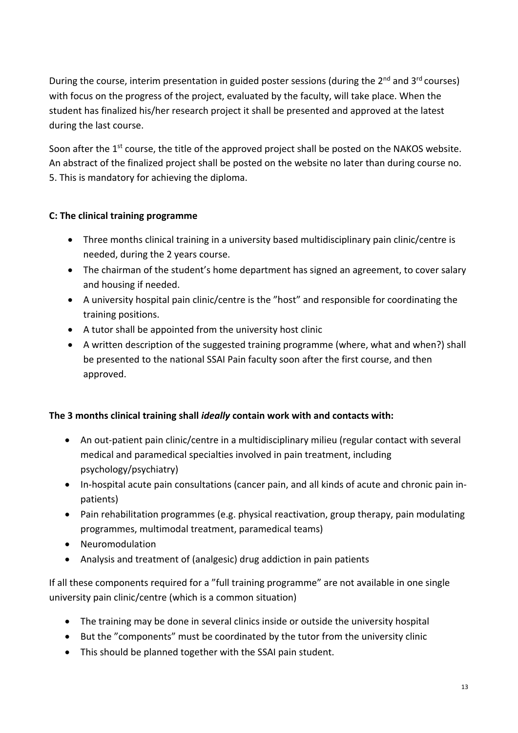During the course, interim presentation in guided poster sessions (during the 2nd and 3rd courses) with focus on the progress of the project, evaluated by the faculty, will take place. When the student has finalized his/her research project it shall be presented and approved at the latest during the last course.

Soon after the 1st course, the title of the approved project shall be posted on the NAKOS website. An abstract of the finalized project shall be posted on the website no later than during course no. 5. This is mandatory for achieving the diploma.

**C: The clinical training programme**

- Three months clinical training in a university based multidisciplinary pain clinic/centre is needed, during the 2 years course.
- The chairman of the student's home department has signed an agreement, to cover salary and housing if needed.
- A university hospital pain clinic/centre is the "host" and responsible for coordinating the training positions.
- A tutor shall be appointed from the university host clinic
- A written description of the suggested training programme (where, what and when?) shall be presented to the national SSAI Pain faculty soon after the first course, and then approved.

**The 3 months clinical training shall *ideally* contain work with and contacts with:**

- An out-patient pain clinic/centre in a multidisciplinary milieu (regular contact with several medical and paramedical specialties involved in pain treatment, including psychology/psychiatry)
- In-hospital acute pain consultations (cancer pain, and all kinds of acute and chronic pain in-patients)
- Pain rehabilitation programmes (e.g. physical reactivation, group therapy, pain modulating programmes, multimodal treatment, paramedical teams)
- Neuromodulation
- Analysis and treatment of (analgesic) drug addiction in pain patients

If all these components required for a "full training programme" are not available in one single university pain clinic/centre (which is a common situation)

- The training may be done in several clinics inside or outside the university hospital
- But the "components" must be coordinated by the tutor from the university clinic
- This should be planned together with the SSAI pain student.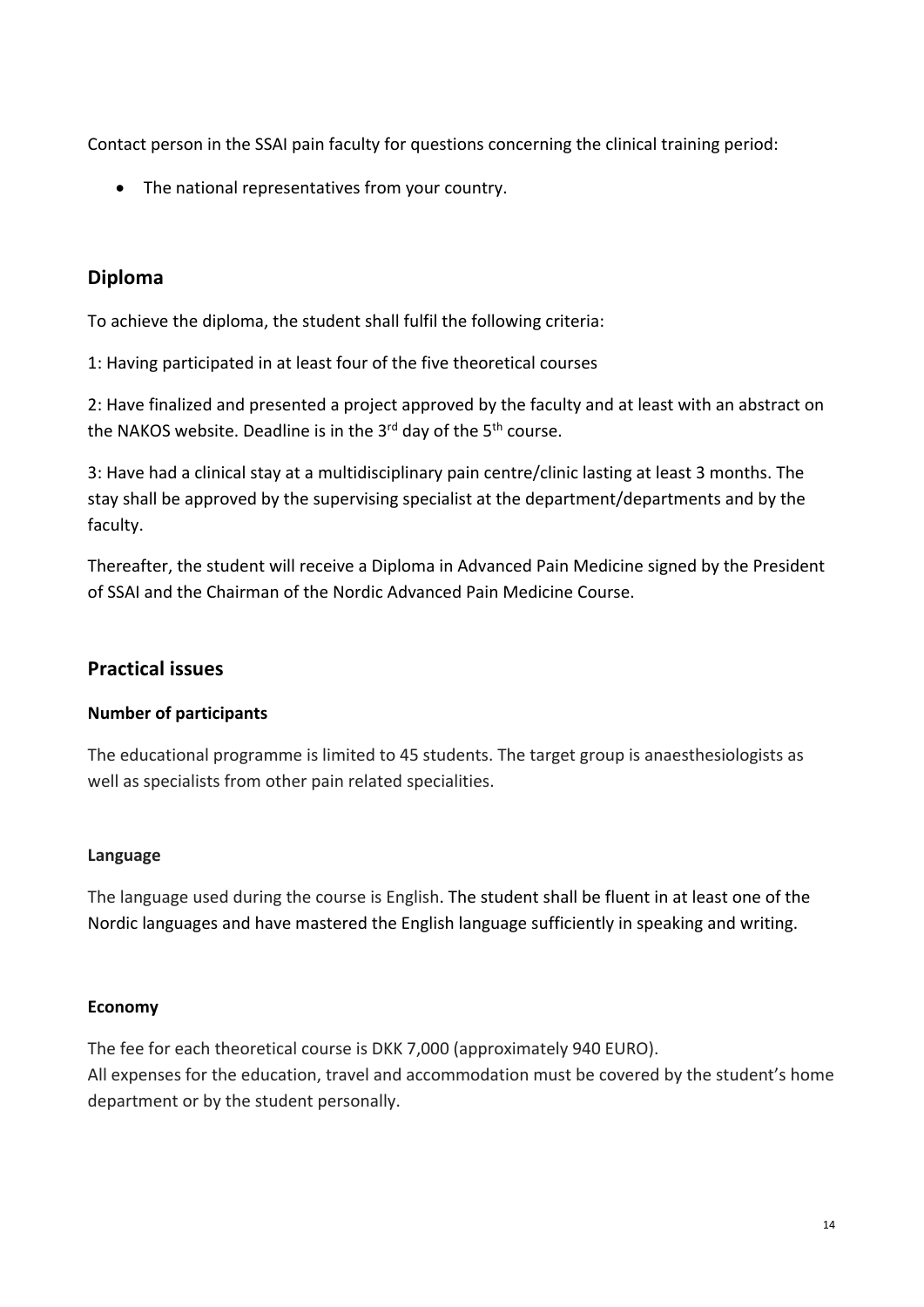Contact person in the SSAI pain faculty for questions concerning the clinical training period:

- The national representatives from your country.

## Diploma

To achieve the diploma, the student shall fulfil the following criteria:

1: Having participated in at least four of the five theoretical courses

2: Have finalized and presented a project approved by the faculty and at least with an abstract on the NAKOS website. Deadline is in the 3rd day of the 5th course.

3: Have had a clinical stay at a multidisciplinary pain centre/clinic lasting at least 3 months. The stay shall be approved by the supervising specialist at the department/departments and by the faculty.

Thereafter, the student will receive a Diploma in Advanced Pain Medicine signed by the President of SSAI and the Chairman of the Nordic Advanced Pain Medicine Course.

## Practical issues

### Number of participants

The educational programme is limited to 45 students. The target group is anaesthesiologists as well as specialists from other pain related specialities.

### Language

The language used during the course is English. The student shall be fluent in at least one of the Nordic languages and have mastered the English language sufficiently in speaking and writing.

### Economy

The fee for each theoretical course is DKK 7,000 (approximately 940 EURO).
All expenses for the education, travel and accommodation must be covered by the student's home department or by the student personally.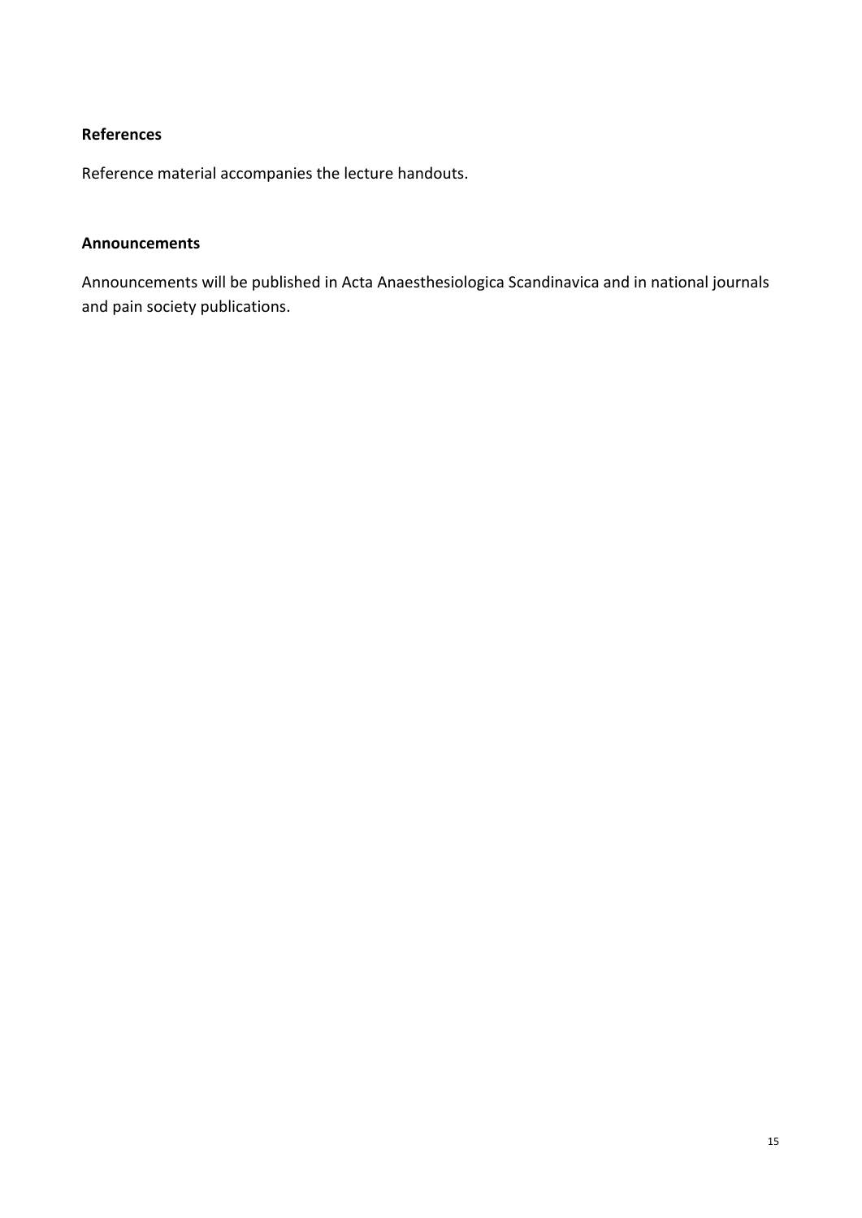**References**

Reference material accompanies the lecture handouts.

**Announcements**

Announcements will be published in Acta Anaesthesiologica Scandinavica and in national journals and pain society publications.